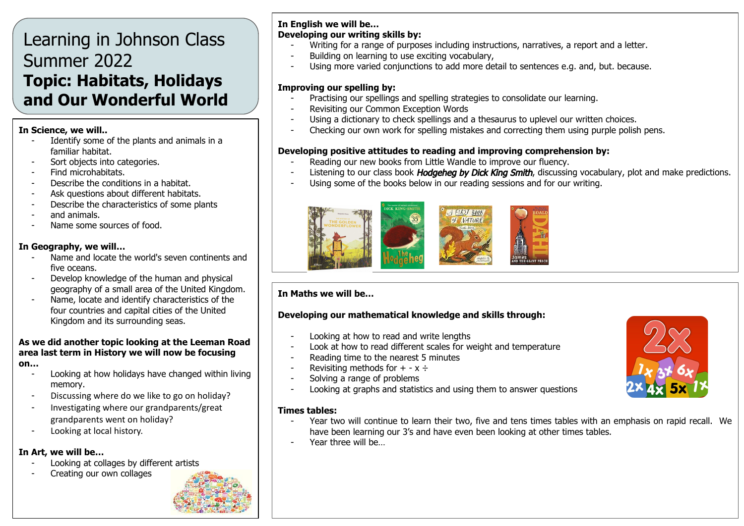# Learning in Johnson Class Summer 2022

# Topic: Habitats, Holidays and Our Wonderful World

**In Science, we will..**

- Identify some of the plants and animals in a familiar habitat.
- Sort objects into categories.
- Find microhabitats.
- Describe the conditions in a habitat.
- Ask questions about different habitats.
- Describe the characteristics of some plants
- and animals.
- Name some sources of food.

**In Geography, we will…**

- Name and locate the world's seven continents and five oceans.
- Develop knowledge of the human and physical geography of a small area of the United Kingdom.
- Name, locate and identify characteristics of the four countries and capital cities of the United Kingdom and its surrounding seas.

**As we did another topic looking at the Leeman Road area last term in History we will now be focusing on…**

- Looking at how holidays have changed within living memory.
- Discussing where do we like to go on holiday?
- Investigating where our grandparents/great grandparents went on holiday?
- Looking at local history.

**In Art, we will be…**

- Looking at collages by different artists
- Creating our own collages

**In English we will be…**

**Developing our writing skills by:**

- Writing for a range of purposes including instructions, narratives, a report and a letter.
- Building on learning to use exciting vocabulary,
- Using more varied conjunctions to add more detail to sentences e.g. and, but. because.

**Improving our spelling by:**

- Practising our spellings and spelling strategies to consolidate our learning.
- Revisiting our Common Exception Words
- Using a dictionary to check spellings and a thesaurus to uplevel our written choices.
- Checking our own work for spelling mistakes and correcting them using purple polish pens.

**Developing positive attitudes to reading and improving comprehension by:**

- Reading our new books from Little Wandle to improve our fluency.
- Listening to our class book ***Hodgeheg by Dick King Smith***, discussing vocabulary, plot and make predictions.
- Using some of the books below in our reading sessions and for our writing.

**In Maths we will be…**

**Developing our mathematical knowledge and skills through:**

- Looking at how to read and write lengths
- Look at how to read different scales for weight and temperature
- Reading time to the nearest 5 minutes
- Revisiting methods for + - x ÷
- Solving a range of problems
- Looking at graphs and statistics and using them to answer questions

**Times tables:**

- Year two will continue to learn their two, five and tens times tables with an emphasis on rapid recall. We have been learning our 3's and have even been looking at other times tables.
- Year three will be…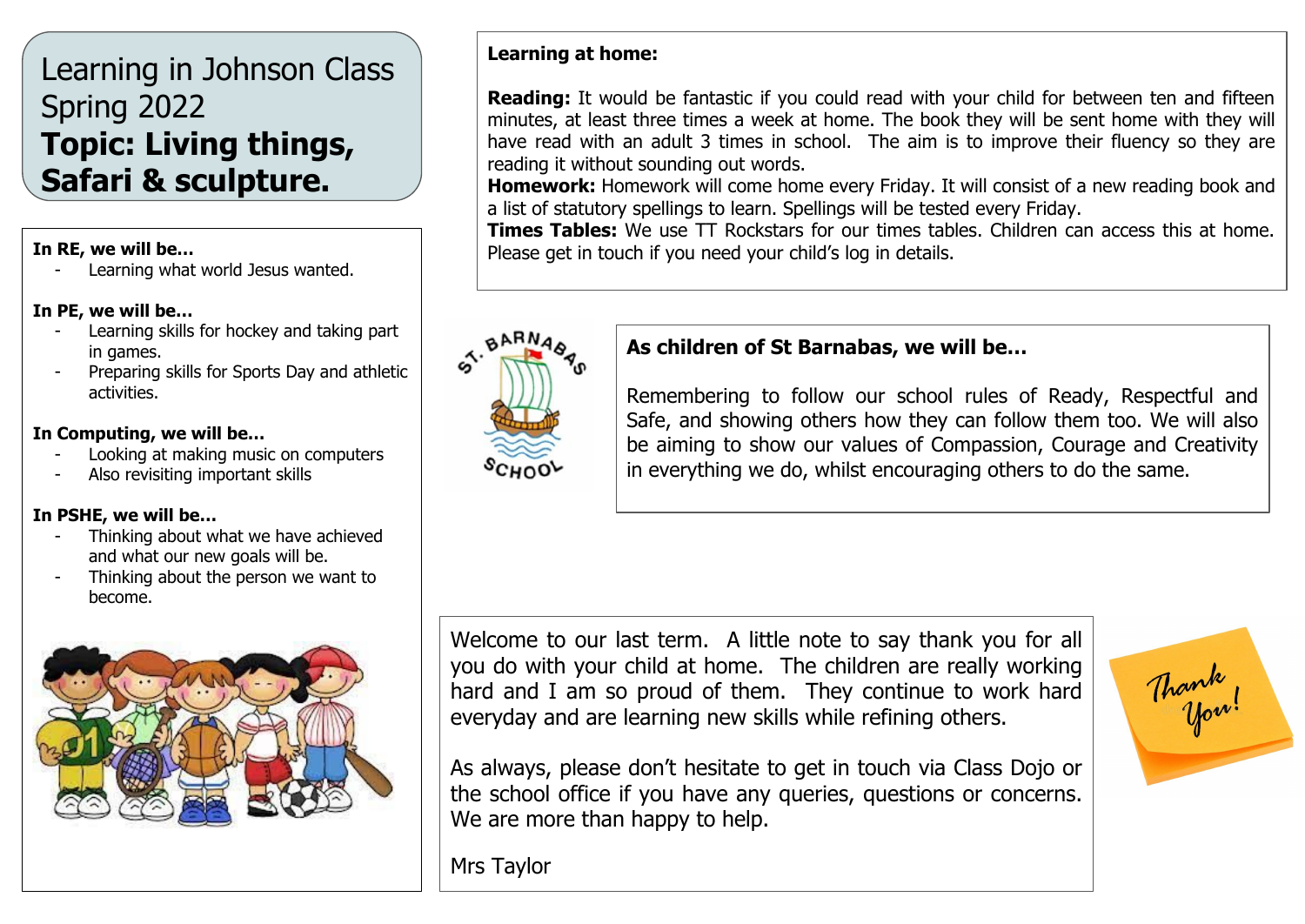# Learning in Johnson Class Spring 2022

## Topic: Living things, Safari & sculpture.

**In RE, we will be…**

- Learning what world Jesus wanted.

**In PE, we will be…**

- Learning skills for hockey and taking part in games.
- Preparing skills for Sports Day and athletic activities.

**In Computing, we will be…**

- Looking at making music on computers
- Also revisiting important skills

**In PSHE, we will be…**

- Thinking about what we have achieved and what our new goals will be.
- Thinking about the person we want to become.

**Learning at home:**

**Reading:** It would be fantastic if you could read with your child for between ten and fifteen minutes, at least three times a week at home. The book they will be sent home with they will have read with an adult 3 times in school. The aim is to improve their fluency so they are reading it without sounding out words.

**Homework:** Homework will come home every Friday. It will consist of a new reading book and a list of statutory spellings to learn. Spellings will be tested every Friday.

**Times Tables:** We use TT Rockstars for our times tables. Children can access this at home. Please get in touch if you need your child's log in details.

**As children of St Barnabas, we will be…**

Remembering to follow our school rules of Ready, Respectful and Safe, and showing others how they can follow them too. We will also be aiming to show our values of Compassion, Courage and Creativity in everything we do, whilst encouraging others to do the same.

Welcome to our last term. A little note to say thank you for all you do with your child at home. The children are really working hard and I am so proud of them. They continue to work hard everyday and are learning new skills while refining others.

As always, please don't hesitate to get in touch via Class Dojo or the school office if you have any queries, questions or concerns. We are more than happy to help.

Mrs Taylor